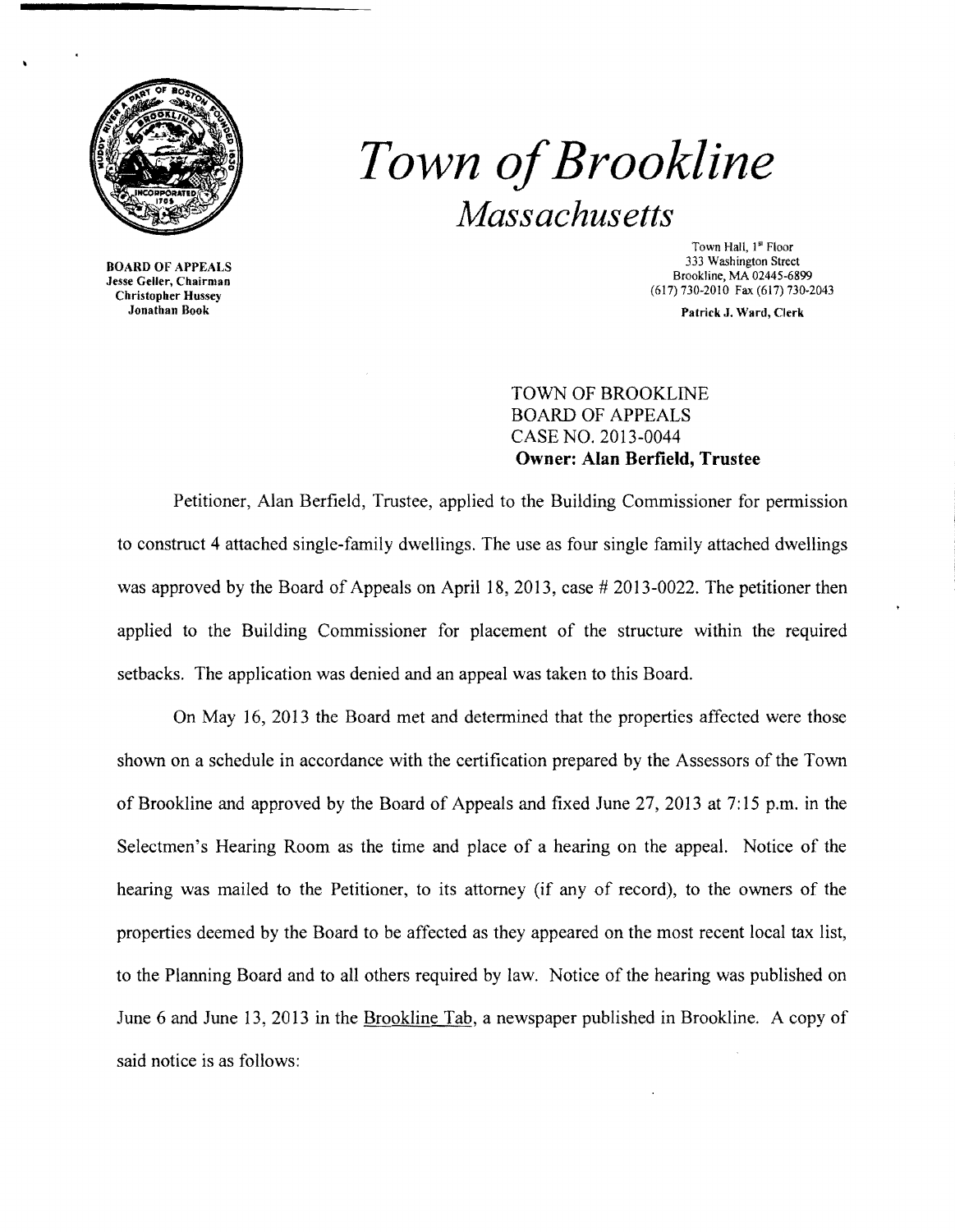# *Town of Brookline*

## *Massachusetts*

**BOARD OF APPEALS**
**Jesse Geller, Chairman**
**Christopher Hussey**
**Jonathan Book**

Town Hall, 1st Floor
333 Washington Street
Brookline, MA 02445-6899
(617) 730-2010 Fax (617) 730-2043

**Patrick J. Ward, Clerk**

TOWN OF BROOKLINE
BOARD OF APPEALS
CASE NO. 2013-0044
**Owner: Alan Berfield, Trustee**

Petitioner, Alan Berfield, Trustee, applied to the Building Commissioner for permission to construct 4 attached single-family dwellings. The use as four single family attached dwellings was approved by the Board of Appeals on April 18, 2013, case # 2013-0022. The petitioner then applied to the Building Commissioner for placement of the structure within the required setbacks. The application was denied and an appeal was taken to this Board.

On May 16, 2013 the Board met and determined that the properties affected were those shown on a schedule in accordance with the certification prepared by the Assessors of the Town of Brookline and approved by the Board of Appeals and fixed June 27, 2013 at 7:15 p.m. in the Selectmen's Hearing Room as the time and place of a hearing on the appeal. Notice of the hearing was mailed to the Petitioner, to its attorney (if any of record), to the owners of the properties deemed by the Board to be affected as they appeared on the most recent local tax list, to the Planning Board and to all others required by law. Notice of the hearing was published on June 6 and June 13, 2013 in the Brookline Tab, a newspaper published in Brookline. A copy of said notice is as follows: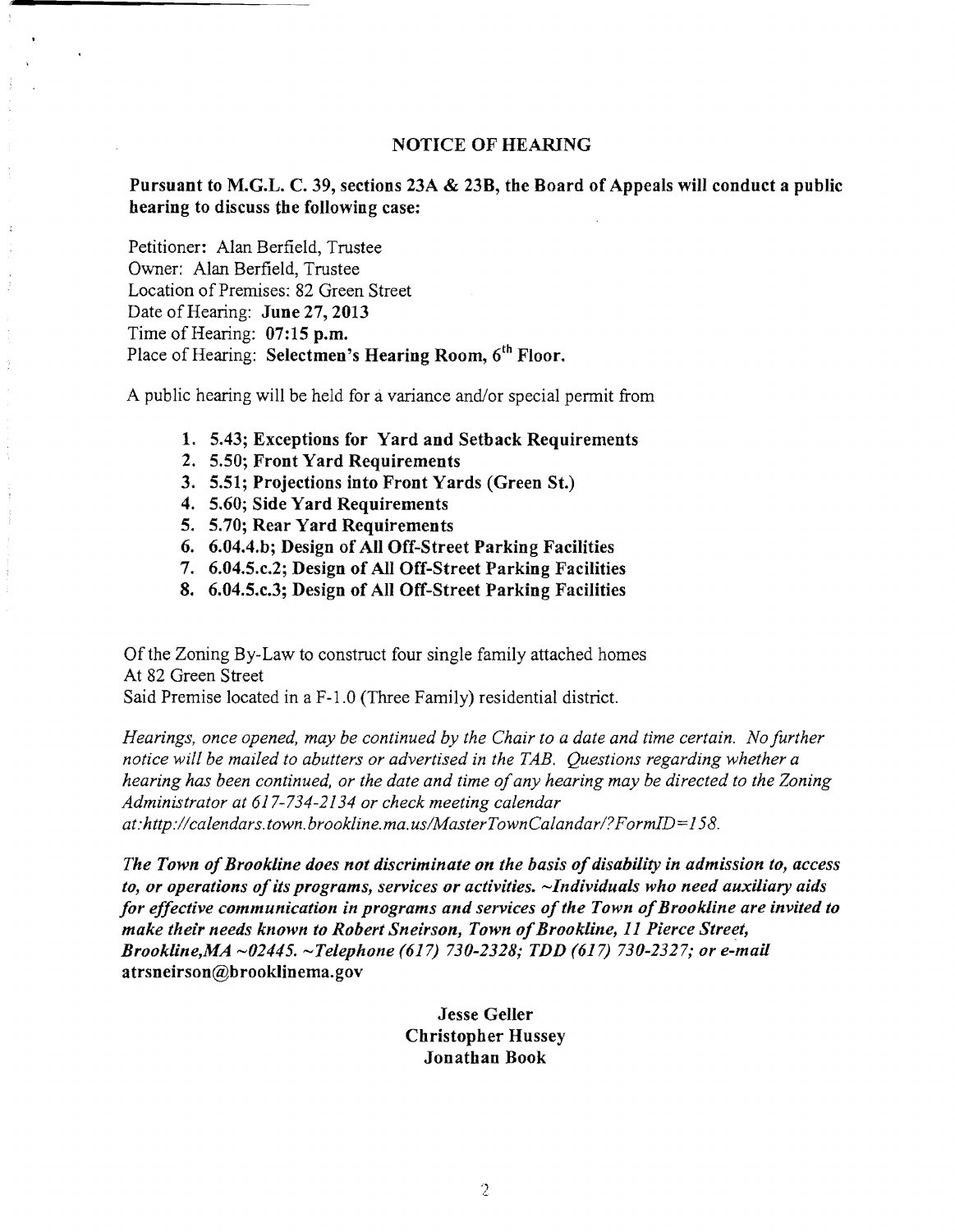## NOTICE OF HEARING

**Pursuant to M.G.L. C. 39, sections 23A & 23B, the Board of Appeals will conduct a public hearing to discuss the following case:**

Petitioner: Alan Berfield, Trustee
Owner: Alan Berfield, Trustee
Location of Premises: 82 Green Street
Date of Hearing: **June 27, 2013**
Time of Hearing: **07:15 p.m.**
Place of Hearing: **Selectmen's Hearing Room, 6th Floor.**

A public hearing will be held for a variance and/or special permit from

1. **5.43; Exceptions for Yard and Setback Requirements**
2. **5.50; Front Yard Requirements**
3. **5.51; Projections into Front Yards (Green St.)**
4. **5.60; Side Yard Requirements**
5. **5.70; Rear Yard Requirements**
6. **6.04.4.b; Design of All Off-Street Parking Facilities**
7. **6.04.5.c.2; Design of All Off-Street Parking Facilities**
8. **6.04.5.c.3; Design of All Off-Street Parking Facilities**

Of the Zoning By-Law to construct four single family attached homes
At 82 Green Street
Said Premise located in a F-1.0 (Three Family) residential district.

*Hearings, once opened, may be continued by the Chair to a date and time certain. No further notice will be mailed to abutters or advertised in the TAB. Questions regarding whether a hearing has been continued, or the date and time of any hearing may be directed to the Zoning Administrator at 617-734-2134 or check meeting calendar at:http://calendars.town.brookline.ma.us/MasterTownCalandar/?FormID=158.*

***The Town of Brookline does not discriminate on the basis of disability in admission to, access to, or operations of its programs, services or activities. ~Individuals who need auxiliary aids for effective communication in programs and services of the Town of Brookline are invited to make their needs known to Robert Sneirson, Town of Brookline, 11 Pierce Street, Brookline,MA ~02445. ~Telephone (617) 730-2328; TDD (617) 730-2327; or e-mail* atrsneirson@brooklinema.gov**

**Jesse Geller**
**Christopher Hussey**
**Jonathan Book**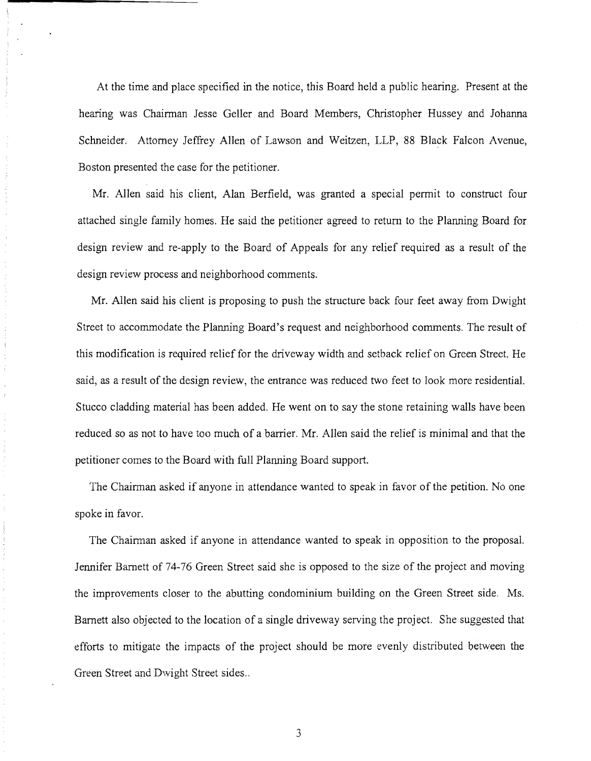At the time and place specified in the notice, this Board held a public hearing. Present at the hearing was Chairman Jesse Geller and Board Members, Christopher Hussey and Johanna Schneider. Attorney Jeffrey Allen of Lawson and Weitzen, LLP, 88 Black Falcon Avenue, Boston presented the case for the petitioner.

Mr. Allen said his client, Alan Berfield, was granted a special permit to construct four attached single family homes. He said the petitioner agreed to return to the Planning Board for design review and re-apply to the Board of Appeals for any relief required as a result of the design review process and neighborhood comments.

Mr. Allen said his client is proposing to push the structure back four feet away from Dwight Street to accommodate the Planning Board's request and neighborhood comments. The result of this modification is required relief for the driveway width and setback relief on Green Street. He said, as a result of the design review, the entrance was reduced two feet to look more residential. Stucco cladding material has been added. He went on to say the stone retaining walls have been reduced so as not to have too much of a barrier. Mr. Allen said the relief is minimal and that the petitioner comes to the Board with full Planning Board support.

The Chairman asked if anyone in attendance wanted to speak in favor of the petition. No one spoke in favor.

The Chairman asked if anyone in attendance wanted to speak in opposition to the proposal. Jennifer Barnett of 74-76 Green Street said she is opposed to the size of the project and moving the improvements closer to the abutting condominium building on the Green Street side. Ms. Barnett also objected to the location of a single driveway serving the project. She suggested that efforts to mitigate the impacts of the project should be more evenly distributed between the Green Street and Dwight Street sides..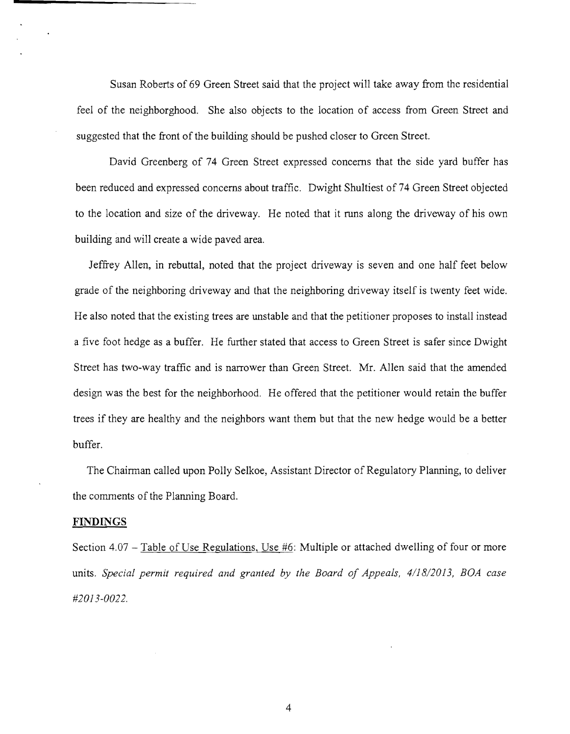Susan Roberts of 69 Green Street said that the project will take away from the residential feel of the neighborghood. She also objects to the location of access from Green Street and suggested that the front of the building should be pushed closer to Green Street.

David Greenberg of 74 Green Street expressed concerns that the side yard buffer has been reduced and expressed concerns about traffic. Dwight Shultiest of 74 Green Street objected to the location and size of the driveway. He noted that it runs along the driveway of his own building and will create a wide paved area.

Jeffrey Allen, in rebuttal, noted that the project driveway is seven and one half feet below grade of the neighboring driveway and that the neighboring driveway itself is twenty feet wide. He also noted that the existing trees are unstable and that the petitioner proposes to install instead a five foot hedge as a buffer. He further stated that access to Green Street is safer since Dwight Street has two-way traffic and is narrower than Green Street. Mr. Allen said that the amended design was the best for the neighborhood. He offered that the petitioner would retain the buffer trees if they are healthy and the neighbors want them but that the new hedge would be a better buffer.

The Chairman called upon Polly Selkoe, Assistant Director of Regulatory Planning, to deliver the comments of the Planning Board.

**FINDINGS**

Section 4.07 – Table of Use Regulations, Use #6: Multiple or attached dwelling of four or more units. *Special permit required and granted by the Board of Appeals, 4/18/2013, BOA case #2013-0022.*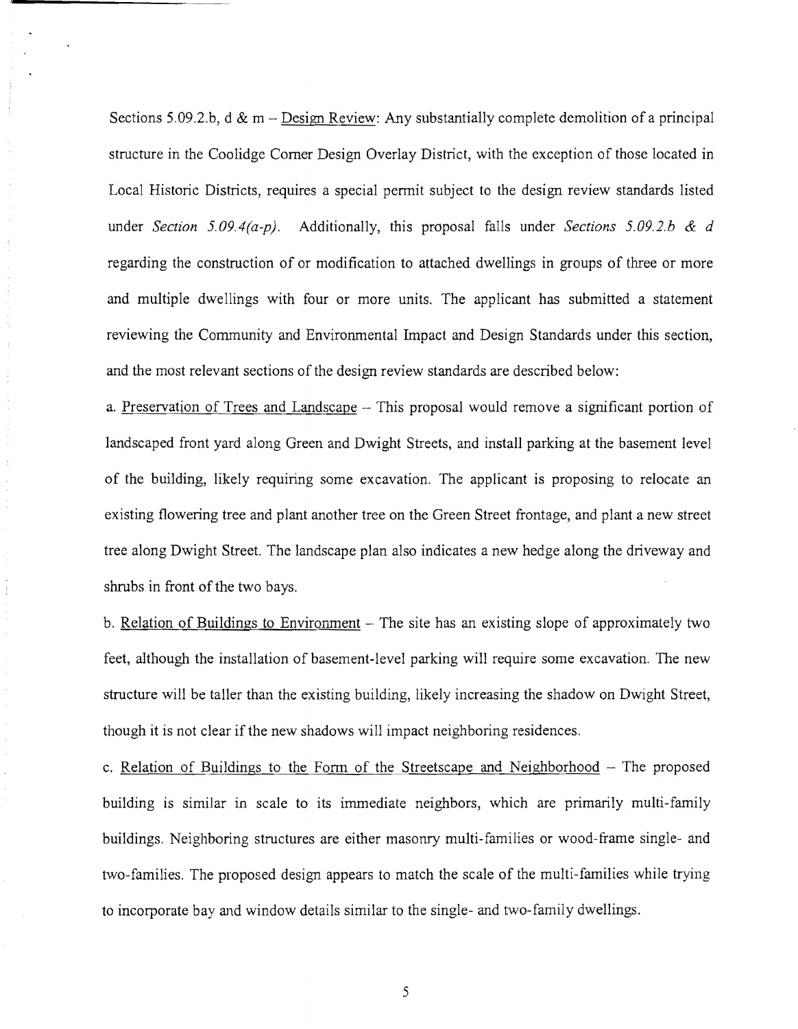Sections 5.09.2.b, d & m – Design Review: Any substantially complete demolition of a principal structure in the Coolidge Corner Design Overlay District, with the exception of those located in Local Historic Districts, requires a special permit subject to the design review standards listed under *Section 5.09.4(a-p)*. Additionally, this proposal falls under *Sections 5.09.2.b & d* regarding the construction of or modification to attached dwellings in groups of three or more and multiple dwellings with four or more units. The applicant has submitted a statement reviewing the Community and Environmental Impact and Design Standards under this section, and the most relevant sections of the design review standards are described below:

a. Preservation of Trees and Landscape – This proposal would remove a significant portion of landscaped front yard along Green and Dwight Streets, and install parking at the basement level of the building, likely requiring some excavation. The applicant is proposing to relocate an existing flowering tree and plant another tree on the Green Street frontage, and plant a new street tree along Dwight Street. The landscape plan also indicates a new hedge along the driveway and shrubs in front of the two bays.

b. Relation of Buildings to Environment – The site has an existing slope of approximately two feet, although the installation of basement-level parking will require some excavation. The new structure will be taller than the existing building, likely increasing the shadow on Dwight Street, though it is not clear if the new shadows will impact neighboring residences.

c. Relation of Buildings to the Form of the Streetscape and Neighborhood – The proposed building is similar in scale to its immediate neighbors, which are primarily multi-family buildings. Neighboring structures are either masonry multi-families or wood-frame single- and two-families. The proposed design appears to match the scale of the multi-families while trying to incorporate bay and window details similar to the single- and two-family dwellings.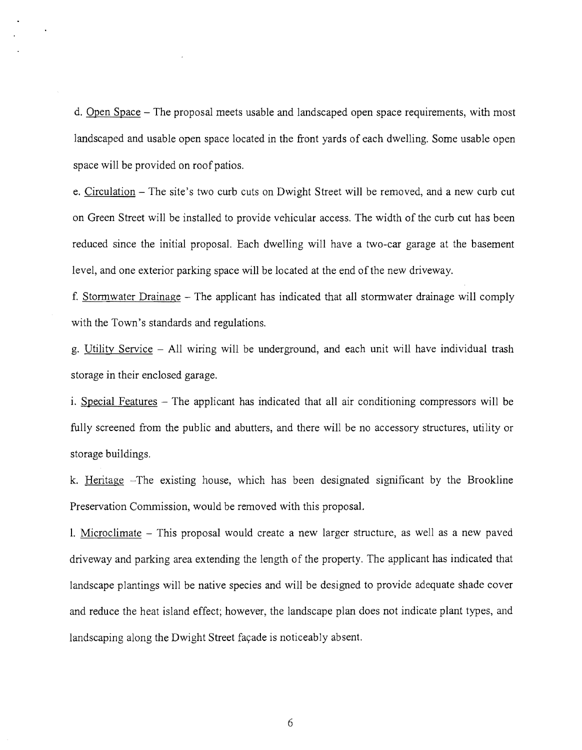d. Open Space – The proposal meets usable and landscaped open space requirements, with most landscaped and usable open space located in the front yards of each dwelling. Some usable open space will be provided on roof patios.

e. Circulation – The site's two curb cuts on Dwight Street will be removed, and a new curb cut on Green Street will be installed to provide vehicular access. The width of the curb cut has been reduced since the initial proposal. Each dwelling will have a two-car garage at the basement level, and one exterior parking space will be located at the end of the new driveway.

f. Stormwater Drainage – The applicant has indicated that all stormwater drainage will comply with the Town's standards and regulations.

g. Utility Service – All wiring will be underground, and each unit will have individual trash storage in their enclosed garage.

i. Special Features – The applicant has indicated that all air conditioning compressors will be fully screened from the public and abutters, and there will be no accessory structures, utility or storage buildings.

k. Heritage –The existing house, which has been designated significant by the Brookline Preservation Commission, would be removed with this proposal.

l. Microclimate – This proposal would create a new larger structure, as well as a new paved driveway and parking area extending the length of the property. The applicant has indicated that landscape plantings will be native species and will be designed to provide adequate shade cover and reduce the heat island effect; however, the landscape plan does not indicate plant types, and landscaping along the Dwight Street façade is noticeably absent.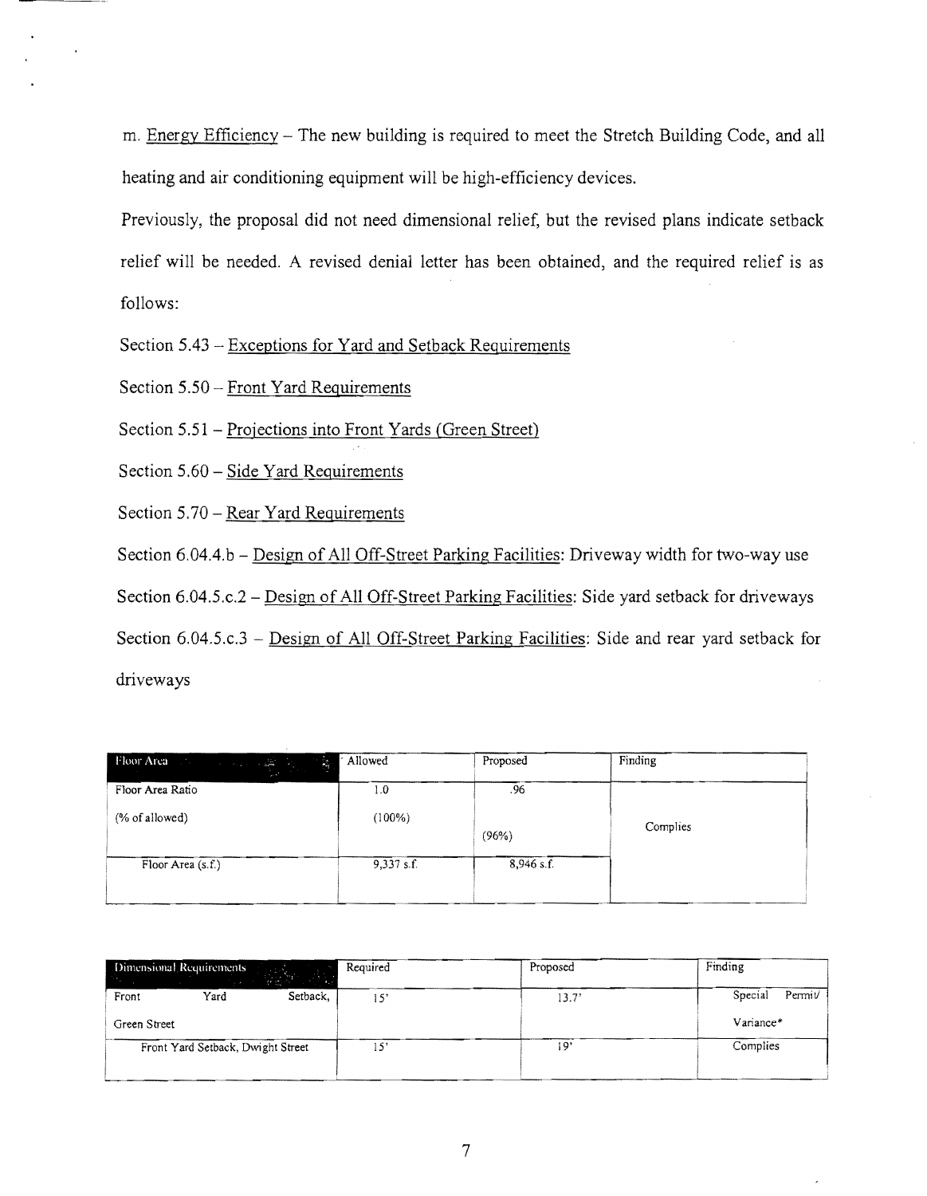m. Energy Efficiency – The new building is required to meet the Stretch Building Code, and all heating and air conditioning equipment will be high-efficiency devices.

Previously, the proposal did not need dimensional relief, but the revised plans indicate setback relief will be needed. A revised denial letter has been obtained, and the required relief is as follows:

Section 5.43 – Exceptions for Yard and Setback Requirements

Section 5.50 – Front Yard Requirements

Section 5.51 – Projections into Front Yards (Green Street)

Section 5.60 – Side Yard Requirements

Section 5.70 – Rear Yard Requirements

Section 6.04.4.b – Design of All Off-Street Parking Facilities: Driveway width for two-way use

Section 6.04.5.c.2 – Design of All Off-Street Parking Facilities: Side yard setback for driveways

Section 6.04.5.c.3 – Design of All Off-Street Parking Facilities: Side and rear yard setback for driveways

| Floor Area | Allowed | Proposed | Finding |
|---|---|---|---|
| Floor Area Ratio<br>(% of allowed) | 1.0<br>(100%) | .96<br>(96%) | Complies |
| Floor Area (s.f.) | 9,337 s.f. | 8,946 s.f. | |

| Dimensional Requirements | Required | Proposed | Finding |
|---|---|---|---|
| Front Yard Setback, Green Street | 15' | 13.7' | Special Permit/ Variance* |
| Front Yard Setback, Dwight Street | 15' | 19' | Complies |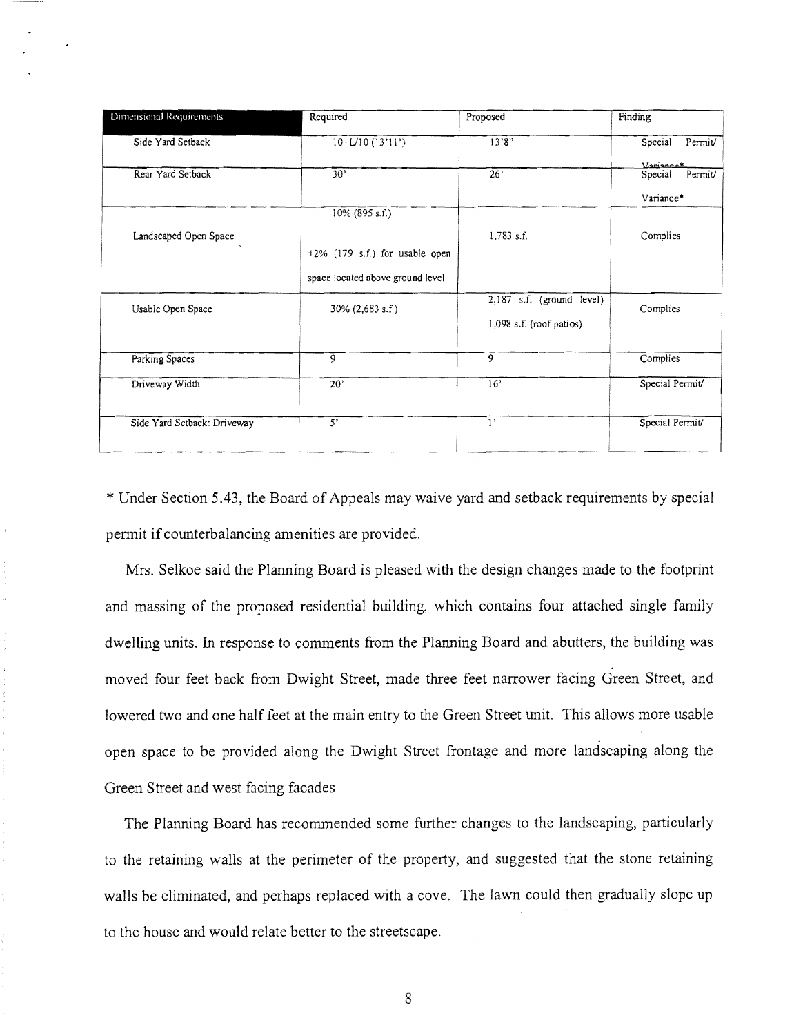| Dimensional Requirements | Required | Proposed | Finding |
|---|---|---|---|
| Side Yard Setback | 10+L/10 (13'11') | 13'8" | Special Permit/ Variance* |
| Rear Yard Setback | 30' | 26' | Special Permit/ Variance* |
| Landscaped Open Space | 10% (895 s.f.)<br><br>+2% (179 s.f.) for usable open space located above ground level | 1,783 s.f. | Complies |
| Usable Open Space | 30% (2,683 s.f.) | 2,187 s.f. (ground level)<br>1,098 s.f. (roof patios) | Complies |
| Parking Spaces | 9 | 9 | Complies |
| Driveway Width | 20' | 16' | Special Permit/ |
| Side Yard Setback: Driveway | 5' | 1' | Special Permit/ |

* Under Section 5.43, the Board of Appeals may waive yard and setback requirements by special permit if counterbalancing amenities are provided.

Mrs. Selkoe said the Planning Board is pleased with the design changes made to the footprint and massing of the proposed residential building, which contains four attached single family dwelling units. In response to comments from the Planning Board and abutters, the building was moved four feet back from Dwight Street, made three feet narrower facing Green Street, and lowered two and one half feet at the main entry to the Green Street unit. This allows more usable open space to be provided along the Dwight Street frontage and more landscaping along the Green Street and west facing facades

The Planning Board has recommended some further changes to the landscaping, particularly to the retaining walls at the perimeter of the property, and suggested that the stone retaining walls be eliminated, and perhaps replaced with a cove. The lawn could then gradually slope up to the house and would relate better to the streetscape.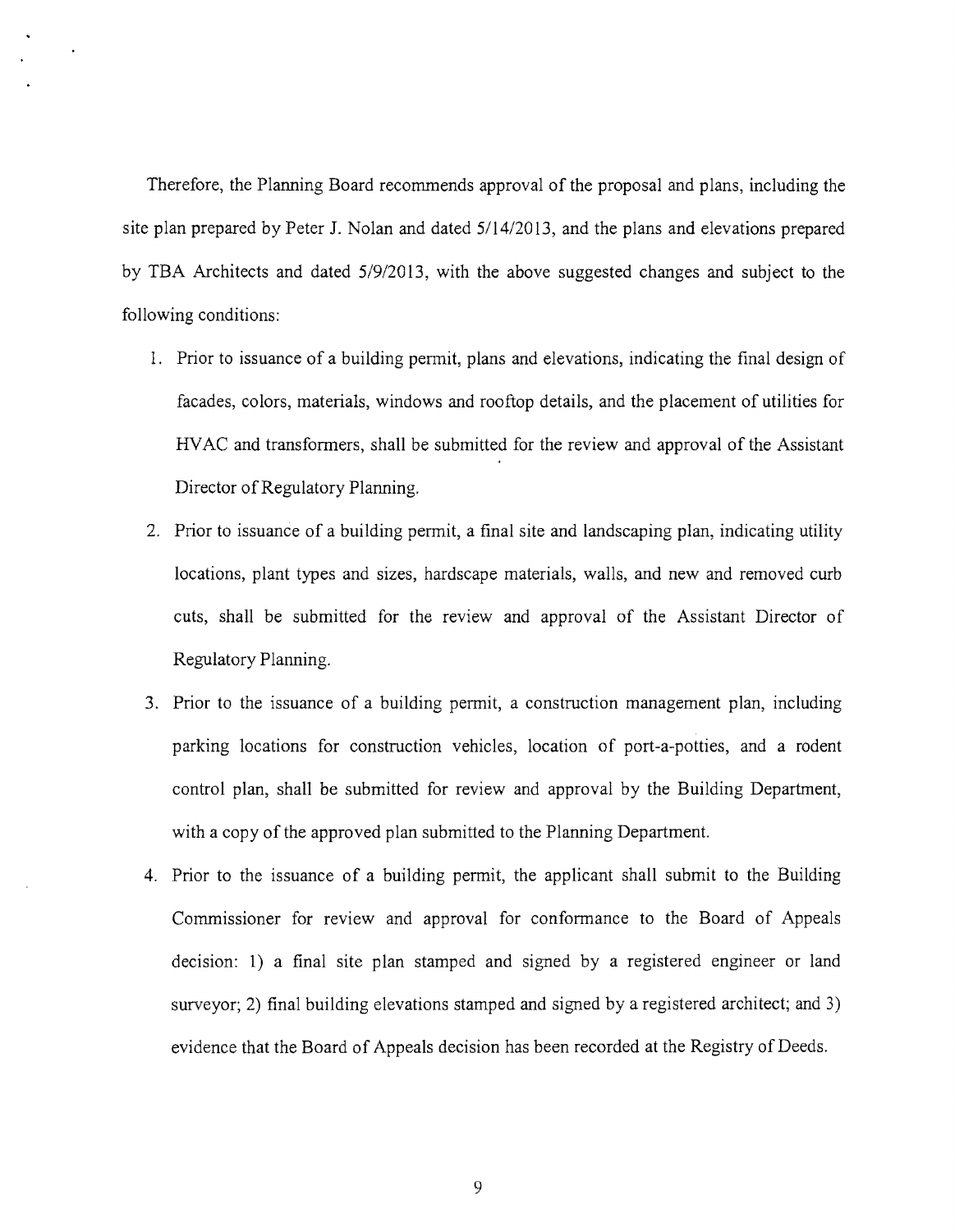Therefore, the Planning Board recommends approval of the proposal and plans, including the site plan prepared by Peter J. Nolan and dated 5/14/2013, and the plans and elevations prepared by TBA Architects and dated 5/9/2013, with the above suggested changes and subject to the following conditions:

1. Prior to issuance of a building permit, plans and elevations, indicating the final design of facades, colors, materials, windows and rooftop details, and the placement of utilities for HVAC and transformers, shall be submitted for the review and approval of the Assistant Director of Regulatory Planning.
2. Prior to issuance of a building permit, a final site and landscaping plan, indicating utility locations, plant types and sizes, hardscape materials, walls, and new and removed curb cuts, shall be submitted for the review and approval of the Assistant Director of Regulatory Planning.
3. Prior to the issuance of a building permit, a construction management plan, including parking locations for construction vehicles, location of port-a-potties, and a rodent control plan, shall be submitted for review and approval by the Building Department, with a copy of the approved plan submitted to the Planning Department.
4. Prior to the issuance of a building permit, the applicant shall submit to the Building Commissioner for review and approval for conformance to the Board of Appeals decision: 1) a final site plan stamped and signed by a registered engineer or land surveyor; 2) final building elevations stamped and signed by a registered architect; and 3) evidence that the Board of Appeals decision has been recorded at the Registry of Deeds.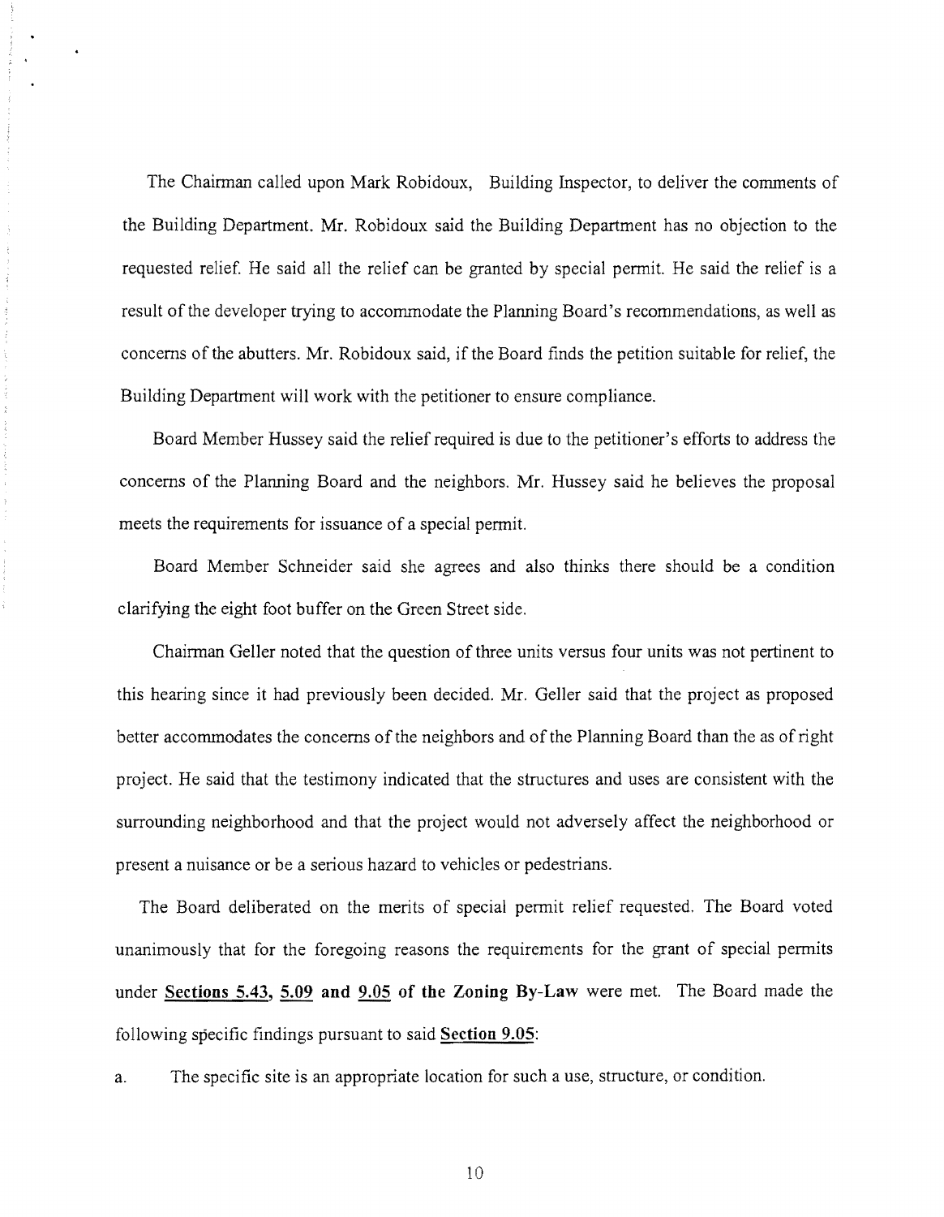The Chairman called upon Mark Robidoux, Building Inspector, to deliver the comments of the Building Department. Mr. Robidoux said the Building Department has no objection to the requested relief. He said all the relief can be granted by special permit. He said the relief is a result of the developer trying to accommodate the Planning Board's recommendations, as well as concerns of the abutters. Mr. Robidoux said, if the Board finds the petition suitable for relief, the Building Department will work with the petitioner to ensure compliance.

Board Member Hussey said the relief required is due to the petitioner's efforts to address the concerns of the Planning Board and the neighbors. Mr. Hussey said he believes the proposal meets the requirements for issuance of a special permit.

Board Member Schneider said she agrees and also thinks there should be a condition clarifying the eight foot buffer on the Green Street side.

Chairman Geller noted that the question of three units versus four units was not pertinent to this hearing since it had previously been decided. Mr. Geller said that the project as proposed better accommodates the concerns of the neighbors and of the Planning Board than the as of right project. He said that the testimony indicated that the structures and uses are consistent with the surrounding neighborhood and that the project would not adversely affect the neighborhood or present a nuisance or be a serious hazard to vehicles or pedestrians.

The Board deliberated on the merits of special permit relief requested. The Board voted unanimously that for the foregoing reasons the requirements for the grant of special permits under **Sections 5.43, 5.09 and 9.05 of the Zoning By-Law** were met. The Board made the following specific findings pursuant to said **Section 9.05**:

a. The specific site is an appropriate location for such a use, structure, or condition.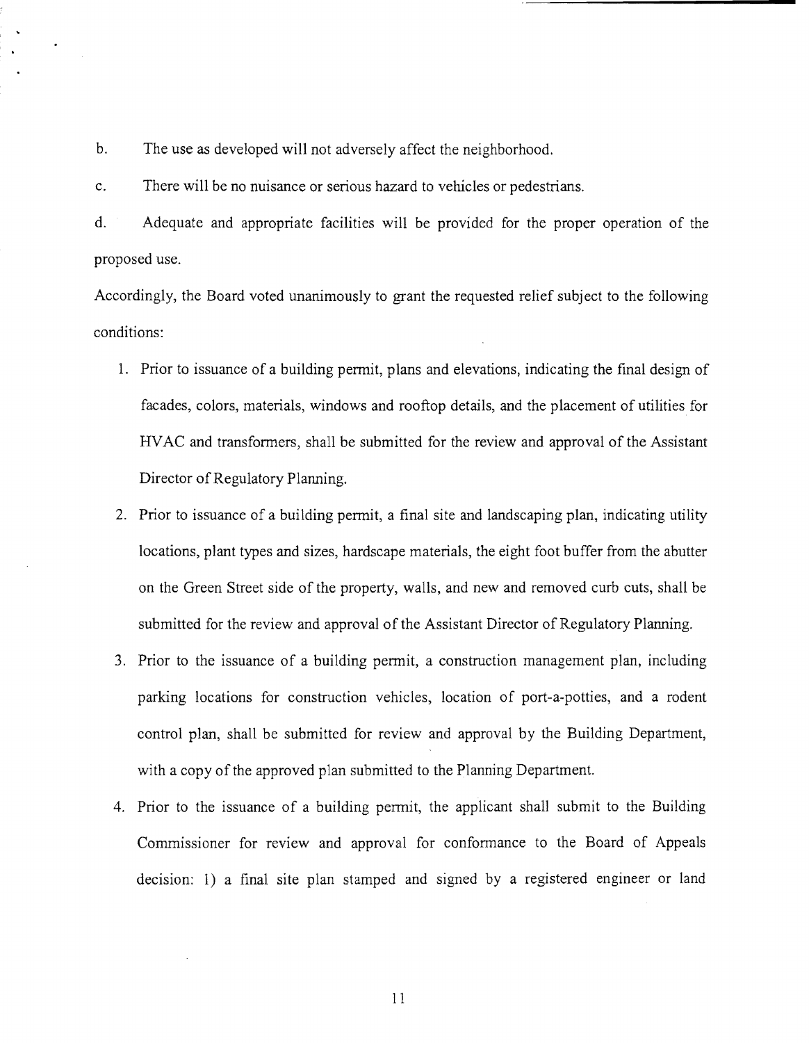b. The use as developed will not adversely affect the neighborhood.

c. There will be no nuisance or serious hazard to vehicles or pedestrians.

d. Adequate and appropriate facilities will be provided for the proper operation of the proposed use.

Accordingly, the Board voted unanimously to grant the requested relief subject to the following conditions:

1. Prior to issuance of a building permit, plans and elevations, indicating the final design of facades, colors, materials, windows and rooftop details, and the placement of utilities for HVAC and transformers, shall be submitted for the review and approval of the Assistant Director of Regulatory Planning.

2. Prior to issuance of a building permit, a final site and landscaping plan, indicating utility locations, plant types and sizes, hardscape materials, the eight foot buffer from the abutter on the Green Street side of the property, walls, and new and removed curb cuts, shall be submitted for the review and approval of the Assistant Director of Regulatory Planning.

3. Prior to the issuance of a building permit, a construction management plan, including parking locations for construction vehicles, location of port-a-potties, and a rodent control plan, shall be submitted for review and approval by the Building Department, with a copy of the approved plan submitted to the Planning Department.

4. Prior to the issuance of a building permit, the applicant shall submit to the Building Commissioner for review and approval for conformance to the Board of Appeals decision: 1) a final site plan stamped and signed by a registered engineer or land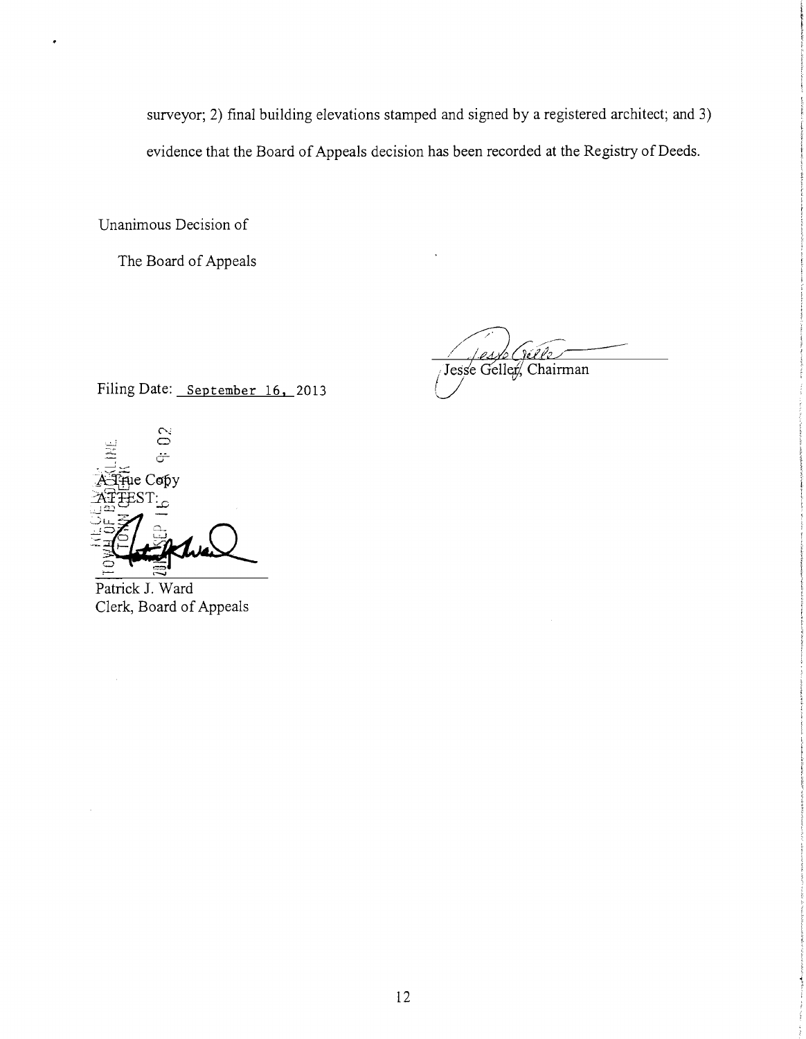surveyor; 2) final building elevations stamped and signed by a registered architect; and 3) evidence that the Board of Appeals decision has been recorded at the Registry of Deeds.

Unanimous Decision of

The Board of Appeals

Jesse Geller, Chairman

Filing Date: September 16, 2013

RECEIVED TOWN OF BROOKLINE TOWN CLERK 2013 SEP 16 9:02

A True Copy
ATTEST:

Patrick J. Ward
Clerk, Board of Appeals